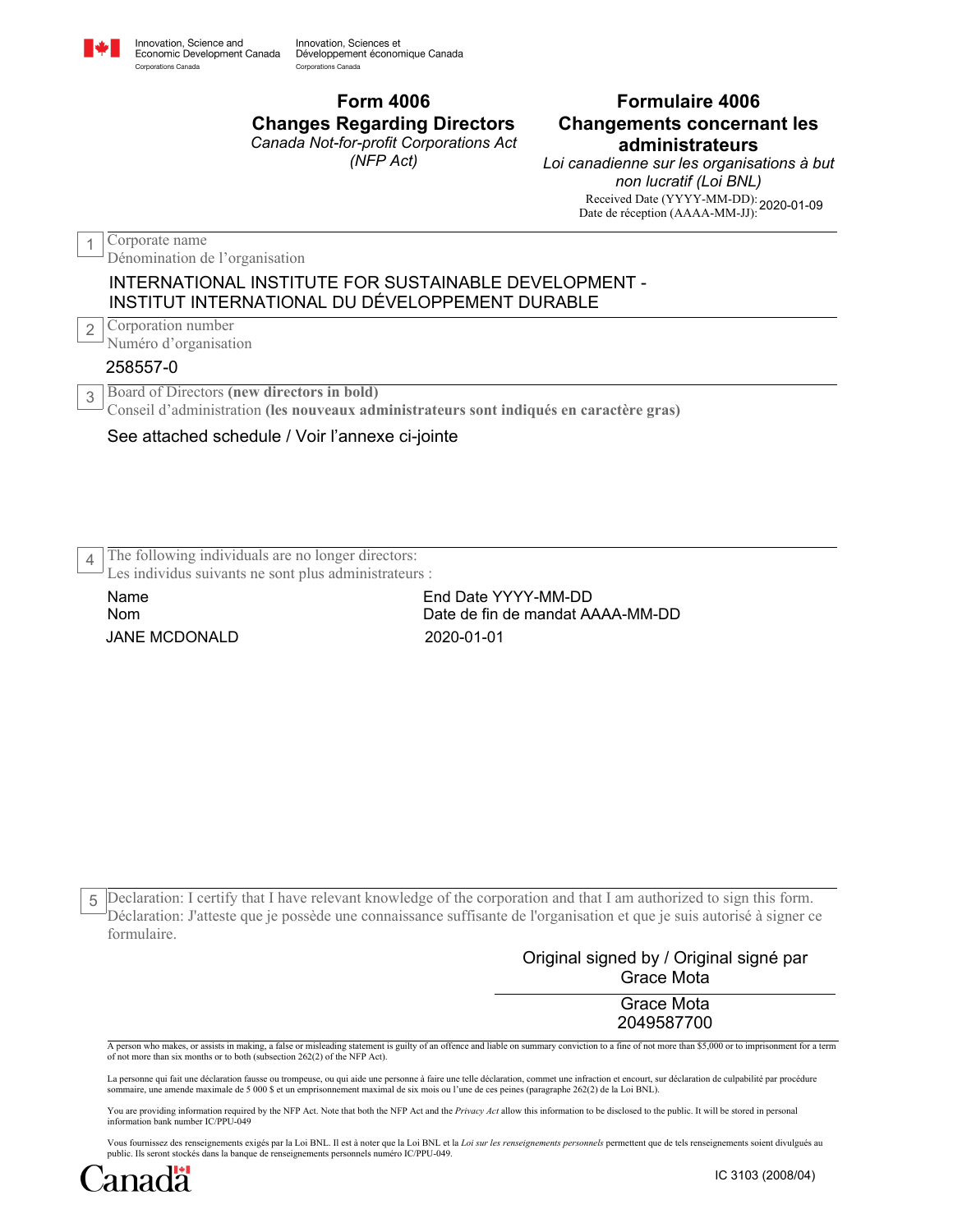Innovation, Science and Economic Development Canada
Corporations Canada

Innovation, Sciences et Développement économique Canada
Corporations Canada

# Form 4006
## Changes Regarding Directors
*Canada Not-for-profit Corporations Act (NFP Act)*

# Formulaire 4006
## Changements concernant les administrateurs
*Loi canadienne sur les organisations à but non lucratif (Loi BNL)*

Received Date (YYYY-MM-DD): / Date de réception (AAAA-MM-JJ): 2020-01-09

**1** Corporate name
Dénomination de l'organisation

INTERNATIONAL INSTITUTE FOR SUSTAINABLE DEVELOPMENT - INSTITUT INTERNATIONAL DU DÉVELOPPEMENT DURABLE

**2** Corporation number
Numéro d'organisation

258557-0

**3** Board of Directors **(new directors in bold)**
Conseil d'administration **(les nouveaux administrateurs sont indiqués en caractère gras)**

See attached schedule / Voir l'annexe ci-jointe

**4** The following individuals are no longer directors:
Les individus suivants ne sont plus administrateurs :

| Name / Nom | End Date YYYY-MM-DD / Date de fin de mandat AAAA-MM-DD |
|---|---|
| JANE MCDONALD | 2020-01-01 |

**5** Declaration: I certify that I have relevant knowledge of the corporation and that I am authorized to sign this form.
Déclaration: J'atteste que je possède une connaissance suffisante de l'organisation et que je suis autorisé à signer ce formulaire.

Original signed by / Original signé par
Grace Mota

Grace Mota
2049587700

A person who makes, or assists in making, a false or misleading statement is guilty of an offence and liable on summary conviction to a fine of not more than $5,000 or to imprisonment for a term of not more than six months or to both (subsection 262(2) of the NFP Act).

La personne qui fait une déclaration fausse ou trompeuse, ou qui aide une personne à faire une telle déclaration, commet une infraction et encourt, sur déclaration de culpabilité par procédure sommaire, une amende maximale de 5 000 $ et un emprisonnement maximal de six mois ou l'une de ces peines (paragraphe 262(2) de la Loi BNL).

You are providing information required by the NFP Act. Note that both the NFP Act and the *Privacy Act* allow this information to be disclosed to the public. It will be stored in personal information bank number IC/PPU-049

Vous fournissez des renseignements exigés par la Loi BNL. Il est à noter que la Loi BNL et la *Loi sur les renseignements personnels* permettent que de tels renseignements soient divulgués au public. Ils seront stockés dans la banque de renseignements personnels numéro IC/PPU-049.

Canada

IC 3103 (2008/04)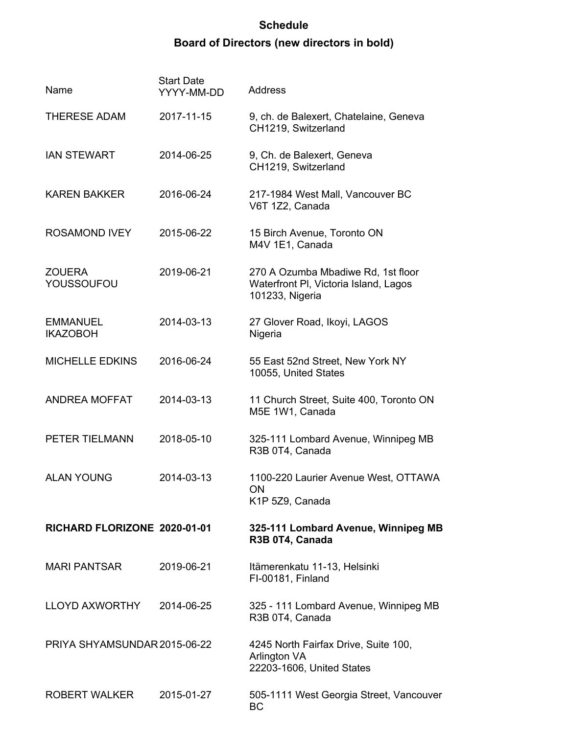**Schedule**

**Board of Directors (new directors in bold)**

| Name | Start Date YYYY-MM-DD | Address |
|---|---|---|
| THERESE ADAM | 2017-11-15 | 9, ch. de Balexert, Chatelaine, Geneva CH1219, Switzerland |
| IAN STEWART | 2014-06-25 | 9, Ch. de Balexert, Geneva CH1219, Switzerland |
| KAREN BAKKER | 2016-06-24 | 217-1984 West Mall, Vancouver BC V6T 1Z2, Canada |
| ROSAMOND IVEY | 2015-06-22 | 15 Birch Avenue, Toronto ON M4V 1E1, Canada |
| ZOUERA YOUSSOUFOU | 2019-06-21 | 270 A Ozumba Mbadiwe Rd, 1st floor Waterfront Pl, Victoria Island, Lagos 101233, Nigeria |
| EMMANUEL IKAZOBOH | 2014-03-13 | 27 Glover Road, Ikoyi, LAGOS Nigeria |
| MICHELLE EDKINS | 2016-06-24 | 55 East 52nd Street, New York NY 10055, United States |
| ANDREA MOFFAT | 2014-03-13 | 11 Church Street, Suite 400, Toronto ON M5E 1W1, Canada |
| PETER TIELMANN | 2018-05-10 | 325-111 Lombard Avenue, Winnipeg MB R3B 0T4, Canada |
| ALAN YOUNG | 2014-03-13 | 1100-220 Laurier Avenue West, OTTAWA ON K1P 5Z9, Canada |
| **RICHARD FLORIZONE** | **2020-01-01** | **325-111 Lombard Avenue, Winnipeg MB R3B 0T4, Canada** |
| MARI PANTSAR | 2019-06-21 | Itämerenkatu 11-13, Helsinki FI-00181, Finland |
| LLOYD AXWORTHY | 2014-06-25 | 325 - 111 Lombard Avenue, Winnipeg MB R3B 0T4, Canada |
| PRIYA SHYAMSUNDAR | 2015-06-22 | 4245 North Fairfax Drive, Suite 100, Arlington VA 22203-1606, United States |
| ROBERT WALKER | 2015-01-27 | 505-1111 West Georgia Street, Vancouver BC |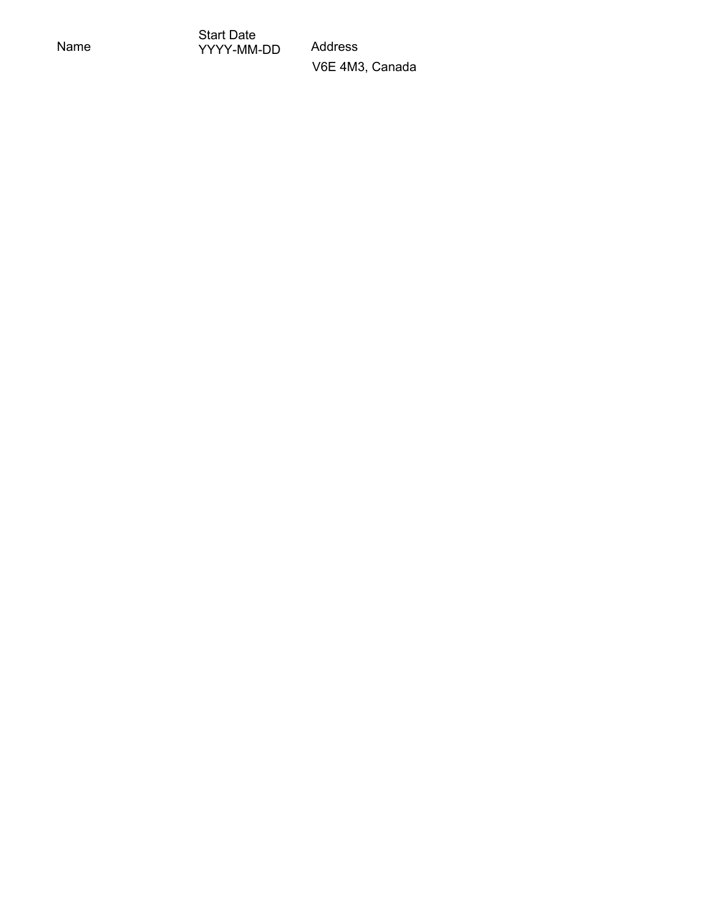| Name | Start Date YYYY-MM-DD | Address |
| --- | --- | --- |
| | | V6E 4M3, Canada |